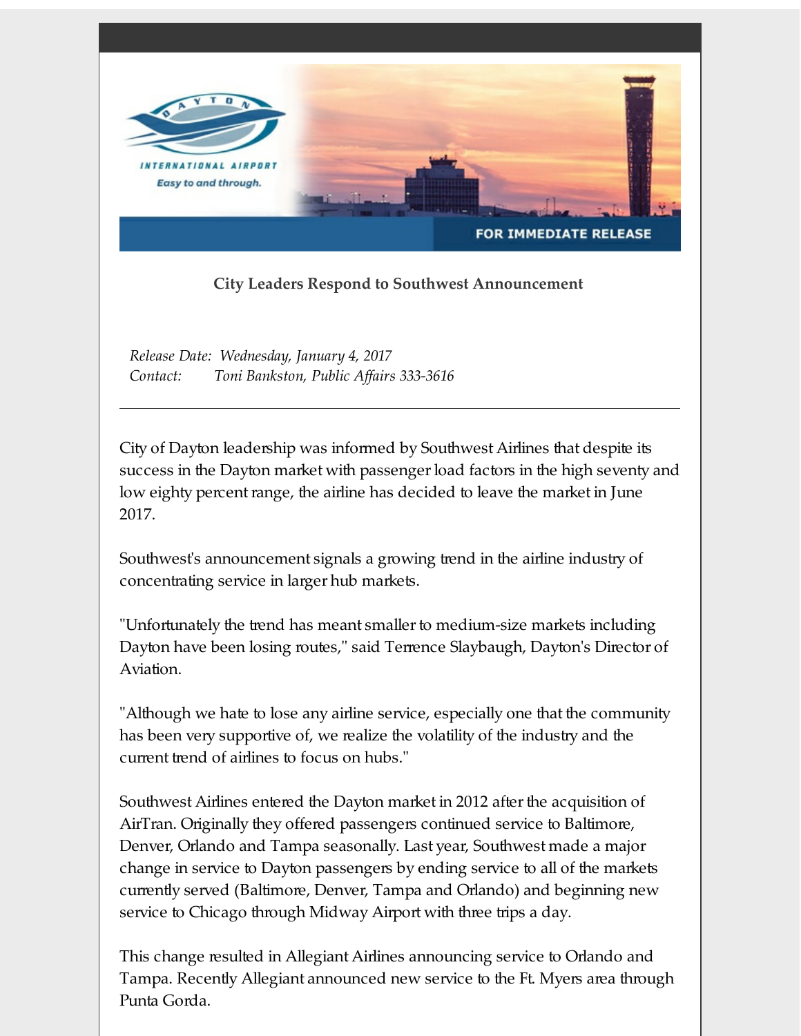DAYTON INTERNATIONAL AIRPORT

Easy to and through.

FOR IMMEDIATE RELEASE

**City Leaders Respond to Southwest Announcement**

*Release Date: Wednesday, January 4, 2017*
*Contact: Toni Bankston, Public Affairs 333-3616*

---

City of Dayton leadership was informed by Southwest Airlines that despite its success in the Dayton market with passenger load factors in the high seventy and low eighty percent range, the airline has decided to leave the market in June 2017.

Southwest's announcement signals a growing trend in the airline industry of concentrating service in larger hub markets.

"Unfortunately the trend has meant smaller to medium-size markets including Dayton have been losing routes," said Terrence Slaybaugh, Dayton's Director of Aviation.

"Although we hate to lose any airline service, especially one that the community has been very supportive of, we realize the volatility of the industry and the current trend of airlines to focus on hubs."

Southwest Airlines entered the Dayton market in 2012 after the acquisition of AirTran. Originally they offered passengers continued service to Baltimore, Denver, Orlando and Tampa seasonally. Last year, Southwest made a major change in service to Dayton passengers by ending service to all of the markets currently served (Baltimore, Denver, Tampa and Orlando) and beginning new service to Chicago through Midway Airport with three trips a day.

This change resulted in Allegiant Airlines announcing service to Orlando and Tampa. Recently Allegiant announced new service to the Ft. Myers area through Punta Gorda.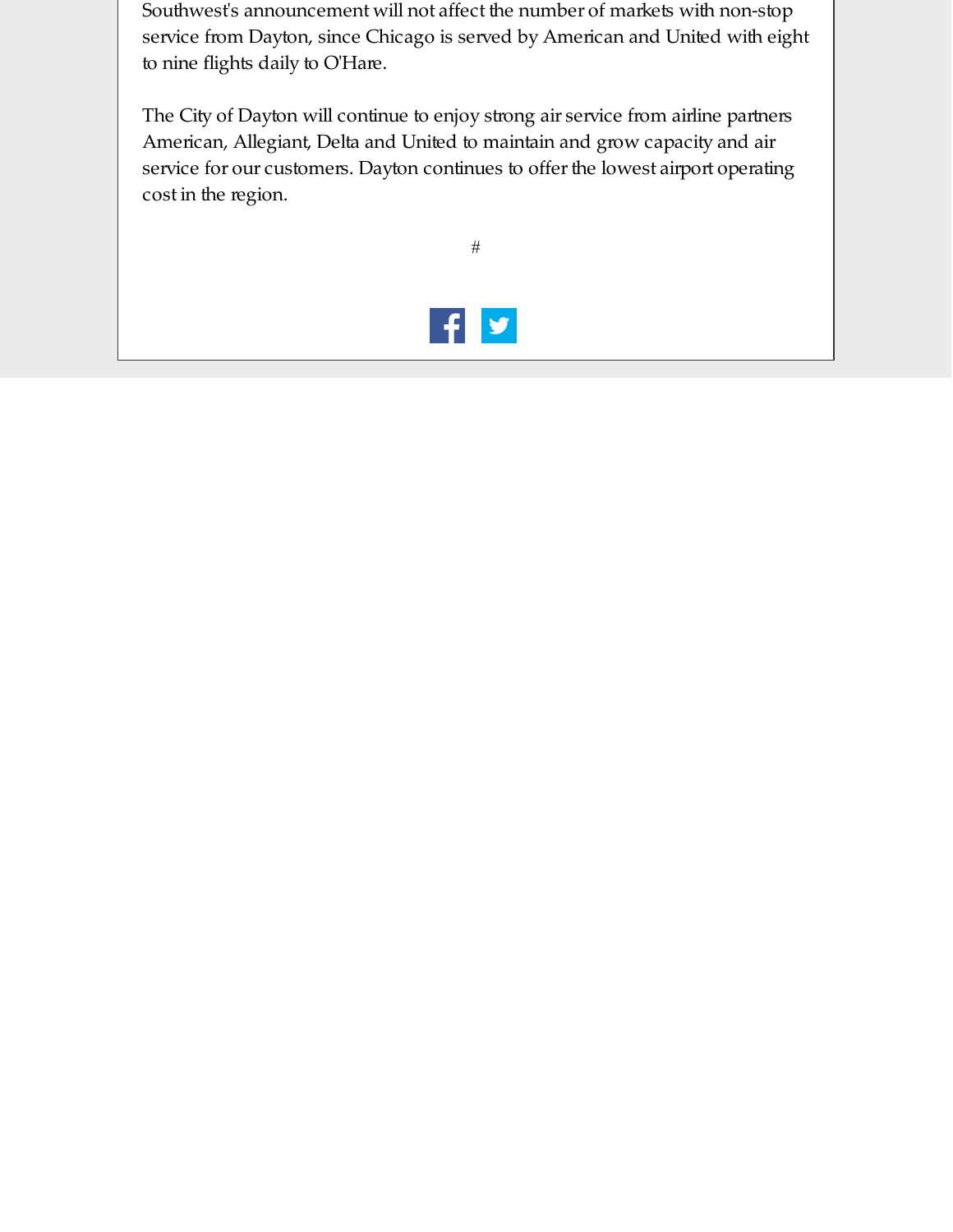Southwest's announcement will not affect the number of markets with non-stop service from Dayton, since Chicago is served by American and United with eight to nine flights daily to O'Hare.

The City of Dayton will continue to enjoy strong air service from airline partners American, Allegiant, Delta and United to maintain and grow capacity and air service for our customers. Dayton continues to offer the lowest airport operating cost in the region.

#